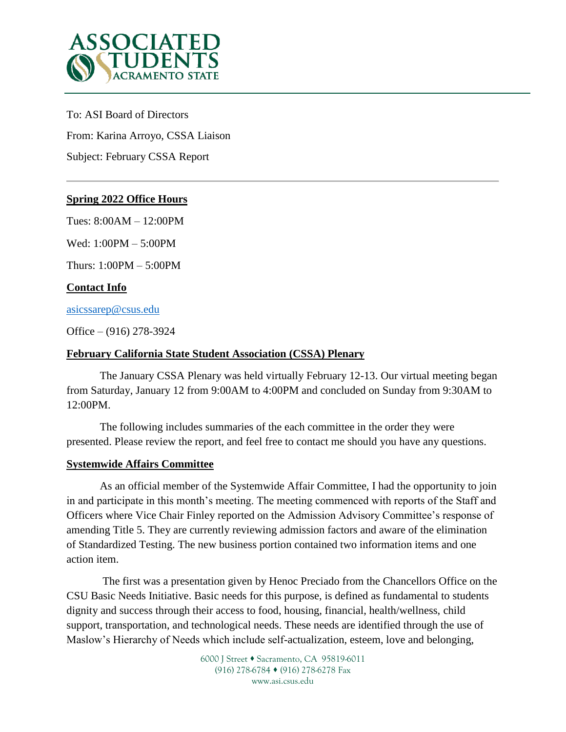# ASSOCIATED STUDENTS SACRAMENTO STATE

To: ASI Board of Directors

From: Karina Arroyo, CSSA Liaison

Subject: February CSSA Report

---

## Spring 2022 Office Hours

Tues: 8:00AM – 12:00PM

Wed: 1:00PM – 5:00PM

Thurs: 1:00PM – 5:00PM

## Contact Info

asicssarep@csus.edu

Office – (916) 278-3924

## February California State Student Association (CSSA) Plenary

The January CSSA Plenary was held virtually February 12-13. Our virtual meeting began from Saturday, January 12 from 9:00AM to 4:00PM and concluded on Sunday from 9:30AM to 12:00PM.

The following includes summaries of the each committee in the order they were presented. Please review the report, and feel free to contact me should you have any questions.

## Systemwide Affairs Committee

As an official member of the Systemwide Affair Committee, I had the opportunity to join in and participate in this month's meeting. The meeting commenced with reports of the Staff and Officers where Vice Chair Finley reported on the Admission Advisory Committee's response of amending Title 5. They are currently reviewing admission factors and aware of the elimination of Standardized Testing. The new business portion contained two information items and one action item.

The first was a presentation given by Henoc Preciado from the Chancellors Office on the CSU Basic Needs Initiative. Basic needs for this purpose, is defined as fundamental to students dignity and success through their access to food, housing, financial, health/wellness, child support, transportation, and technological needs. These needs are identified through the use of Maslow's Hierarchy of Needs which include self-actualization, esteem, love and belonging,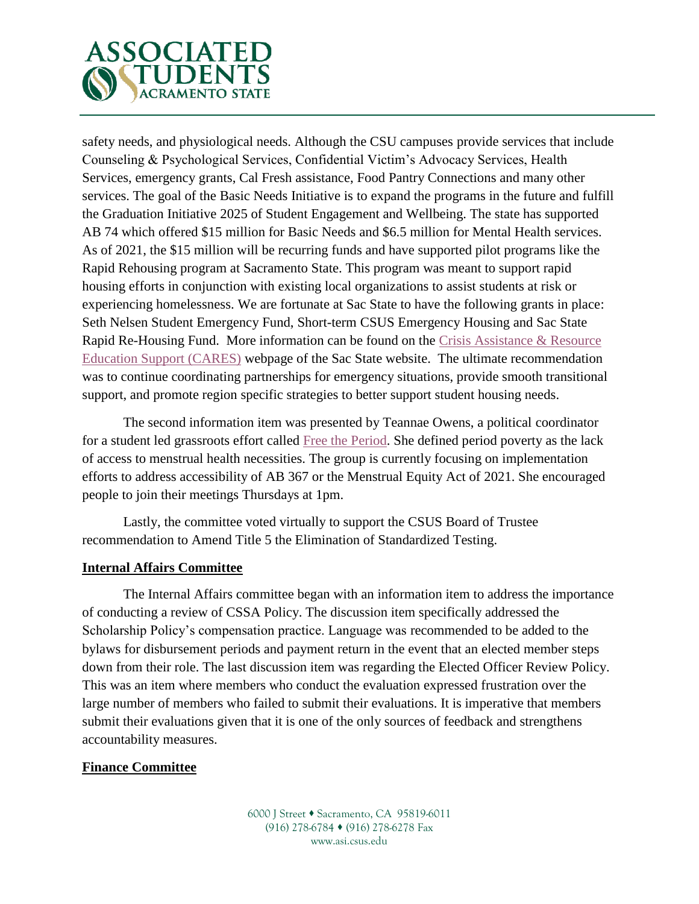safety needs, and physiological needs. Although the CSU campuses provide services that include Counseling & Psychological Services, Confidential Victim's Advocacy Services, Health Services, emergency grants, Cal Fresh assistance, Food Pantry Connections and many other services. The goal of the Basic Needs Initiative is to expand the programs in the future and fulfill the Graduation Initiative 2025 of Student Engagement and Wellbeing. The state has supported AB 74 which offered $15 million for Basic Needs and $6.5 million for Mental Health services. As of 2021, the $15 million will be recurring funds and have supported pilot programs like the Rapid Rehousing program at Sacramento State. This program was meant to support rapid housing efforts in conjunction with existing local organizations to assist students at risk or experiencing homelessness. We are fortunate at Sac State to have the following grants in place: Seth Nelsen Student Emergency Fund, Short-term CSUS Emergency Housing and Sac State Rapid Re-Housing Fund. More information can be found on the Crisis Assistance & Resource Education Support (CARES) webpage of the Sac State website. The ultimate recommendation was to continue coordinating partnerships for emergency situations, provide smooth transitional support, and promote region specific strategies to better support student housing needs.

The second information item was presented by Teannae Owens, a political coordinator for a student led grassroots effort called Free the Period. She defined period poverty as the lack of access to menstrual health necessities. The group is currently focusing on implementation efforts to address accessibility of AB 367 or the Menstrual Equity Act of 2021. She encouraged people to join their meetings Thursdays at 1pm.

Lastly, the committee voted virtually to support the CSUS Board of Trustee recommendation to Amend Title 5 the Elimination of Standardized Testing.

**Internal Affairs Committee**

The Internal Affairs committee began with an information item to address the importance of conducting a review of CSSA Policy. The discussion item specifically addressed the Scholarship Policy's compensation practice. Language was recommended to be added to the bylaws for disbursement periods and payment return in the event that an elected member steps down from their role. The last discussion item was regarding the Elected Officer Review Policy. This was an item where members who conduct the evaluation expressed frustration over the large number of members who failed to submit their evaluations. It is imperative that members submit their evaluations given that it is one of the only sources of feedback and strengthens accountability measures.

**Finance Committee**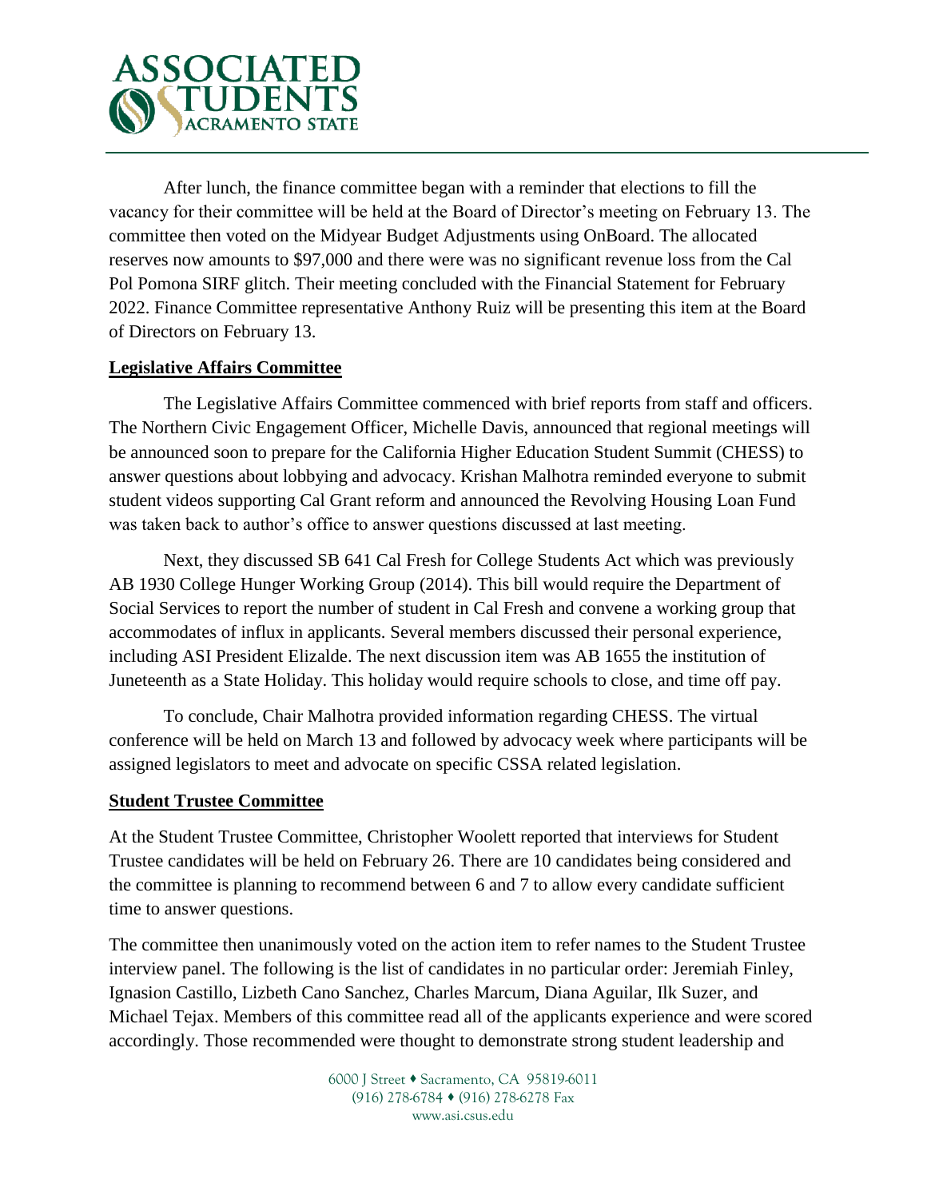After lunch, the finance committee began with a reminder that elections to fill the vacancy for their committee will be held at the Board of Director's meeting on February 13. The committee then voted on the Midyear Budget Adjustments using OnBoard. The allocated reserves now amounts to $97,000 and there were was no significant revenue loss from the Cal Pol Pomona SIRF glitch. Their meeting concluded with the Financial Statement for February 2022. Finance Committee representative Anthony Ruiz will be presenting this item at the Board of Directors on February 13.

**Legislative Affairs Committee**

The Legislative Affairs Committee commenced with brief reports from staff and officers. The Northern Civic Engagement Officer, Michelle Davis, announced that regional meetings will be announced soon to prepare for the California Higher Education Student Summit (CHESS) to answer questions about lobbying and advocacy. Krishan Malhotra reminded everyone to submit student videos supporting Cal Grant reform and announced the Revolving Housing Loan Fund was taken back to author's office to answer questions discussed at last meeting.

Next, they discussed SB 641 Cal Fresh for College Students Act which was previously AB 1930 College Hunger Working Group (2014). This bill would require the Department of Social Services to report the number of student in Cal Fresh and convene a working group that accommodates of influx in applicants. Several members discussed their personal experience, including ASI President Elizalde. The next discussion item was AB 1655 the institution of Juneteenth as a State Holiday. This holiday would require schools to close, and time off pay.

To conclude, Chair Malhotra provided information regarding CHESS. The virtual conference will be held on March 13 and followed by advocacy week where participants will be assigned legislators to meet and advocate on specific CSSA related legislation.

**Student Trustee Committee**

At the Student Trustee Committee, Christopher Woolett reported that interviews for Student Trustee candidates will be held on February 26. There are 10 candidates being considered and the committee is planning to recommend between 6 and 7 to allow every candidate sufficient time to answer questions.

The committee then unanimously voted on the action item to refer names to the Student Trustee interview panel. The following is the list of candidates in no particular order: Jeremiah Finley, Ignasion Castillo, Lizbeth Cano Sanchez, Charles Marcum, Diana Aguilar, Ilk Suzer, and Michael Tejax. Members of this committee read all of the applicants experience and were scored accordingly. Those recommended were thought to demonstrate strong student leadership and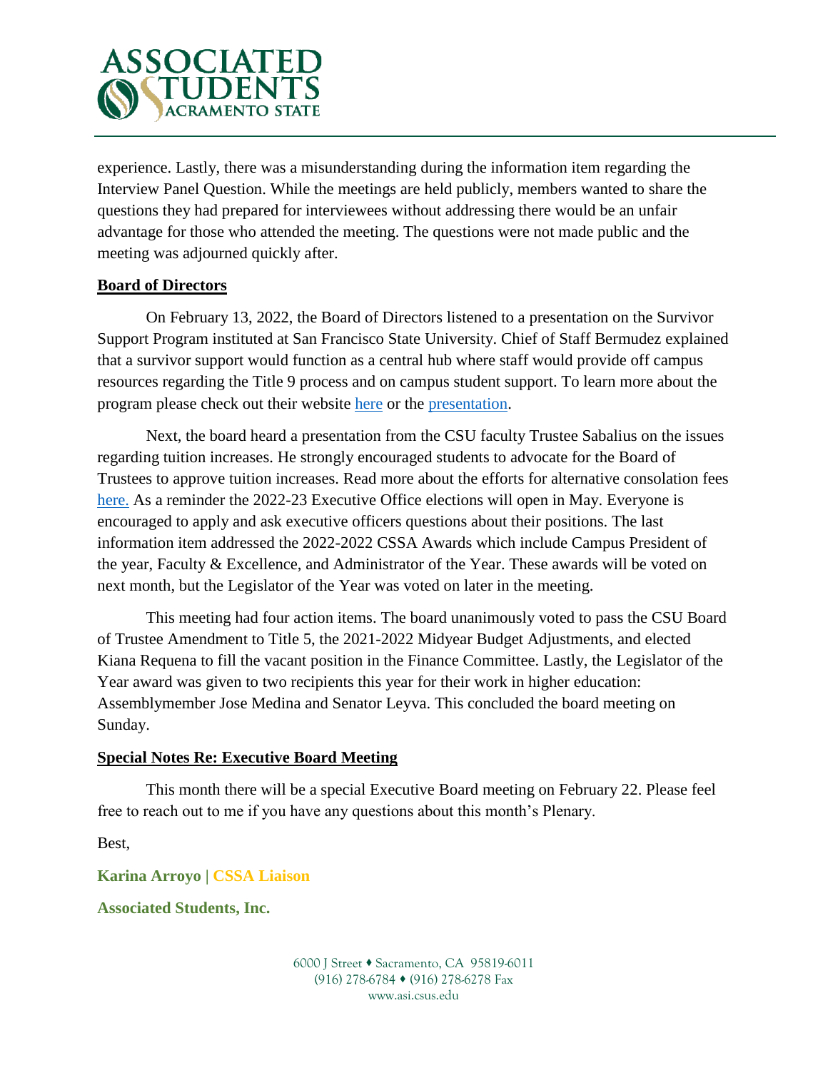experience. Lastly, there was a misunderstanding during the information item regarding the Interview Panel Question. While the meetings are held publicly, members wanted to share the questions they had prepared for interviewees without addressing there would be an unfair advantage for those who attended the meeting. The questions were not made public and the meeting was adjourned quickly after.

**Board of Directors**

On February 13, 2022, the Board of Directors listened to a presentation on the Survivor Support Program instituted at San Francisco State University. Chief of Staff Bermudez explained that a survivor support would function as a central hub where staff would provide off campus resources regarding the Title 9 process and on campus student support. To learn more about the program please check out their website here or the presentation.

Next, the board heard a presentation from the CSU faculty Trustee Sabalius on the issues regarding tuition increases. He strongly encouraged students to advocate for the Board of Trustees to approve tuition increases. Read more about the efforts for alternative consolation fees here. As a reminder the 2022-23 Executive Office elections will open in May. Everyone is encouraged to apply and ask executive officers questions about their positions. The last information item addressed the 2022-2022 CSSA Awards which include Campus President of the year, Faculty & Excellence, and Administrator of the Year. These awards will be voted on next month, but the Legislator of the Year was voted on later in the meeting.

This meeting had four action items. The board unanimously voted to pass the CSU Board of Trustee Amendment to Title 5, the 2021-2022 Midyear Budget Adjustments, and elected Kiana Requena to fill the vacant position in the Finance Committee. Lastly, the Legislator of the Year award was given to two recipients this year for their work in higher education: Assemblymember Jose Medina and Senator Leyva. This concluded the board meeting on Sunday.

**Special Notes Re: Executive Board Meeting**

This month there will be a special Executive Board meeting on February 22. Please feel free to reach out to me if you have any questions about this month's Plenary.

Best,

**Karina Arroyo | CSSA Liaison**

**Associated Students, Inc.**